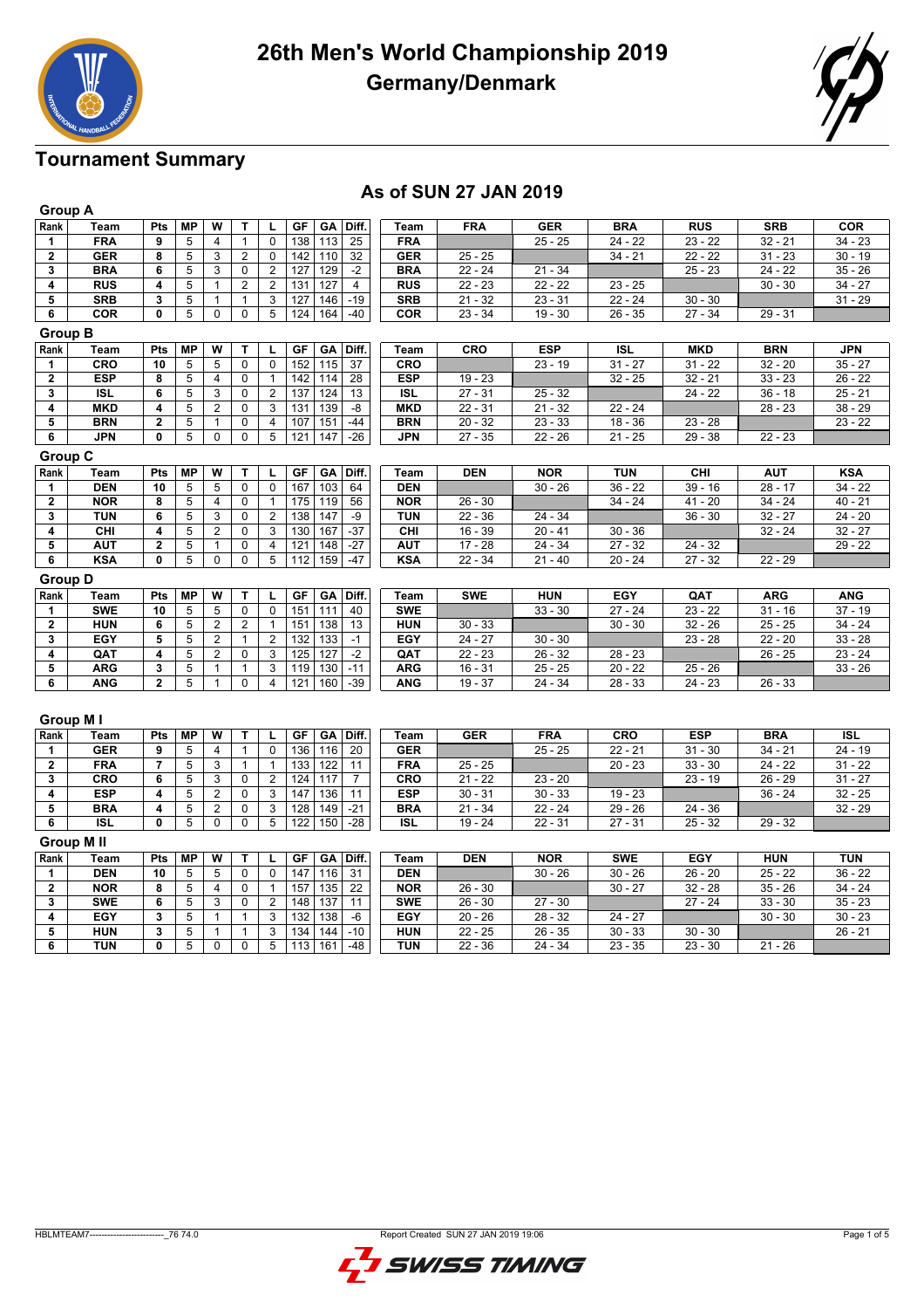# 26th Men's World Championship 2019

## Germany/Denmark

## Tournament Summary

### As of SUN 27 JAN 2019

**Group A**

| Rank | Team | Pts | MP | W | T | L | GF | GA | Diff. |
|---|---|---|---|---|---|---|---|---|---|
| 1 | FRA | 9 | 5 | 4 | 1 | 0 | 138 | 113 | 25 |
| 2 | GER | 8 | 5 | 3 | 2 | 0 | 142 | 110 | 32 |
| 3 | BRA | 6 | 5 | 3 | 0 | 2 | 127 | 129 | -2 |
| 4 | RUS | 4 | 5 | 1 | 2 | 2 | 131 | 127 | 4 |
| 5 | SRB | 3 | 5 | 1 | 1 | 3 | 127 | 146 | -19 |
| 6 | COR | 0 | 5 | 0 | 0 | 5 | 124 | 164 | -40 |

| Team | FRA | GER | BRA | RUS | SRB | COR |
|---|---|---|---|---|---|---|
| FRA | | 25 - 25 | 24 - 22 | 23 - 22 | 32 - 21 | 34 - 23 |
| GER | 25 - 25 | | 34 - 21 | 22 - 22 | 31 - 23 | 30 - 19 |
| BRA | 22 - 24 | 21 - 34 | | 25 - 23 | 24 - 22 | 35 - 26 |
| RUS | 22 - 23 | 22 - 22 | 23 - 25 | | 30 - 30 | 34 - 27 |
| SRB | 21 - 32 | 23 - 31 | 22 - 24 | 30 - 30 | | 31 - 29 |
| COR | 23 - 34 | 19 - 30 | 26 - 35 | 27 - 34 | 29 - 31 | |

**Group B**

| Rank | Team | Pts | MP | W | T | L | GF | GA | Diff. |
|---|---|---|---|---|---|---|---|---|---|
| 1 | CRO | 10 | 5 | 5 | 0 | 0 | 152 | 115 | 37 |
| 2 | ESP | 8 | 5 | 4 | 0 | 1 | 142 | 114 | 28 |
| 3 | ISL | 6 | 5 | 3 | 0 | 2 | 137 | 124 | 13 |
| 4 | MKD | 4 | 5 | 2 | 0 | 3 | 131 | 139 | -8 |
| 5 | BRN | 2 | 5 | 1 | 0 | 4 | 107 | 151 | -44 |
| 6 | JPN | 0 | 5 | 0 | 0 | 5 | 121 | 147 | -26 |

| Team | CRO | ESP | ISL | MKD | BRN | JPN |
|---|---|---|---|---|---|---|
| CRO | | 23 - 19 | 31 - 27 | 31 - 22 | 32 - 20 | 35 - 27 |
| ESP | 19 - 23 | | 32 - 25 | 32 - 21 | 33 - 23 | 26 - 22 |
| ISL | 27 - 31 | 25 - 32 | | 24 - 22 | 36 - 18 | 25 - 21 |
| MKD | 22 - 31 | 21 - 32 | 22 - 24 | | 28 - 23 | 38 - 29 |
| BRN | 20 - 32 | 23 - 33 | 18 - 36 | 23 - 28 | | 23 - 22 |
| JPN | 27 - 35 | 22 - 26 | 21 - 25 | 29 - 38 | 22 - 23 | |

**Group C**

| Rank | Team | Pts | MP | W | T | L | GF | GA | Diff. |
|---|---|---|---|---|---|---|---|---|---|
| 1 | DEN | 10 | 5 | 5 | 0 | 0 | 167 | 103 | 64 |
| 2 | NOR | 8 | 5 | 4 | 0 | 1 | 175 | 119 | 56 |
| 3 | TUN | 6 | 5 | 3 | 0 | 2 | 138 | 147 | -9 |
| 4 | CHI | 4 | 5 | 2 | 0 | 3 | 130 | 167 | -37 |
| 5 | AUT | 2 | 5 | 1 | 0 | 4 | 121 | 148 | -27 |
| 6 | KSA | 0 | 5 | 0 | 0 | 5 | 112 | 159 | -47 |

| Team | DEN | NOR | TUN | CHI | AUT | KSA |
|---|---|---|---|---|---|---|
| DEN | | 30 - 26 | 36 - 22 | 39 - 16 | 28 - 17 | 34 - 22 |
| NOR | 26 - 30 | | 34 - 24 | 41 - 20 | 34 - 24 | 40 - 21 |
| TUN | 22 - 36 | 24 - 34 | | 36 - 30 | 32 - 27 | 24 - 20 |
| CHI | 16 - 39 | 20 - 41 | 30 - 36 | | 32 - 24 | 32 - 27 |
| AUT | 17 - 28 | 24 - 34 | 27 - 32 | 24 - 32 | | 29 - 22 |
| KSA | 22 - 34 | 21 - 40 | 20 - 24 | 27 - 32 | 22 - 29 | |

**Group D**

| Rank | Team | Pts | MP | W | T | L | GF | GA | Diff. |
|---|---|---|---|---|---|---|---|---|---|
| 1 | SWE | 10 | 5 | 5 | 0 | 0 | 151 | 111 | 40 |
| 2 | HUN | 6 | 5 | 2 | 2 | 1 | 151 | 138 | 13 |
| 3 | EGY | 5 | 5 | 2 | 1 | 2 | 132 | 133 | -1 |
| 4 | QAT | 4 | 5 | 2 | 0 | 3 | 125 | 127 | -2 |
| 5 | ARG | 3 | 5 | 1 | 1 | 3 | 119 | 130 | -11 |
| 6 | ANG | 2 | 5 | 1 | 0 | 4 | 121 | 160 | -39 |

| Team | SWE | HUN | EGY | QAT | ARG | ANG |
|---|---|---|---|---|---|---|
| SWE | | 33 - 30 | 27 - 24 | 23 - 22 | 31 - 16 | 37 - 19 |
| HUN | 30 - 33 | | 30 - 30 | 32 - 26 | 25 - 25 | 34 - 24 |
| EGY | 24 - 27 | 30 - 30 | | 23 - 28 | 22 - 20 | 33 - 28 |
| QAT | 22 - 23 | 26 - 32 | 28 - 23 | | 26 - 25 | 23 - 24 |
| ARG | 16 - 31 | 25 - 25 | 20 - 22 | 25 - 26 | | 33 - 26 |
| ANG | 19 - 37 | 24 - 34 | 28 - 33 | 24 - 23 | 26 - 33 | |

**Group M I**

| Rank | Team | Pts | MP | W | T | L | GF | GA | Diff. |
|---|---|---|---|---|---|---|---|---|---|
| 1 | GER | 9 | 5 | 4 | 1 | 0 | 136 | 116 | 20 |
| 2 | FRA | 7 | 5 | 3 | 1 | 1 | 133 | 122 | 11 |
| 3 | CRO | 6 | 5 | 3 | 0 | 2 | 124 | 117 | 7 |
| 4 | ESP | 4 | 5 | 2 | 0 | 3 | 147 | 136 | 11 |
| 5 | BRA | 4 | 5 | 2 | 0 | 3 | 128 | 149 | -21 |
| 6 | ISL | 0 | 5 | 0 | 0 | 5 | 122 | 150 | -28 |

| Team | GER | FRA | CRO | ESP | BRA | ISL |
|---|---|---|---|---|---|---|
| GER | | 25 - 25 | 22 - 21 | 31 - 30 | 34 - 21 | 24 - 19 |
| FRA | 25 - 25 | | 20 - 23 | 33 - 30 | 24 - 22 | 31 - 22 |
| CRO | 21 - 22 | 23 - 20 | | 23 - 19 | 26 - 29 | 31 - 27 |
| ESP | 30 - 31 | 30 - 33 | 19 - 23 | | 36 - 24 | 32 - 25 |
| BRA | 21 - 34 | 22 - 24 | 29 - 26 | 24 - 36 | | 32 - 29 |
| ISL | 19 - 24 | 22 - 31 | 27 - 31 | 25 - 32 | 29 - 32 | |

**Group M II**

| Rank | Team | Pts | MP | W | T | L | GF | GA | Diff. |
|---|---|---|---|---|---|---|---|---|---|
| 1 | DEN | 10 | 5 | 5 | 0 | 0 | 147 | 116 | 31 |
| 2 | NOR | 8 | 5 | 4 | 0 | 1 | 157 | 135 | 22 |
| 3 | SWE | 6 | 5 | 3 | 0 | 2 | 148 | 137 | 11 |
| 4 | EGY | 3 | 5 | 1 | 1 | 3 | 132 | 138 | -6 |
| 5 | HUN | 3 | 5 | 1 | 1 | 3 | 134 | 144 | -10 |
| 6 | TUN | 0 | 5 | 0 | 0 | 5 | 113 | 161 | -48 |

| Team | DEN | NOR | SWE | EGY | HUN | TUN |
|---|---|---|---|---|---|---|
| DEN | | 30 - 26 | 30 - 26 | 26 - 20 | 25 - 22 | 36 - 22 |
| NOR | 26 - 30 | | 30 - 27 | 32 - 28 | 35 - 26 | 34 - 24 |
| SWE | 26 - 30 | 27 - 30 | | 27 - 24 | 33 - 30 | 35 - 23 |
| EGY | 20 - 26 | 28 - 32 | 24 - 27 | | 30 - 30 | 30 - 23 |
| HUN | 22 - 25 | 26 - 35 | 30 - 33 | 30 - 30 | | 26 - 21 |
| TUN | 22 - 36 | 24 - 34 | 23 - 35 | 23 - 30 | 21 - 26 | |

HBLMTEAM7--------------------------_76 74.0 Report Created SUN 27 JAN 2019 19:06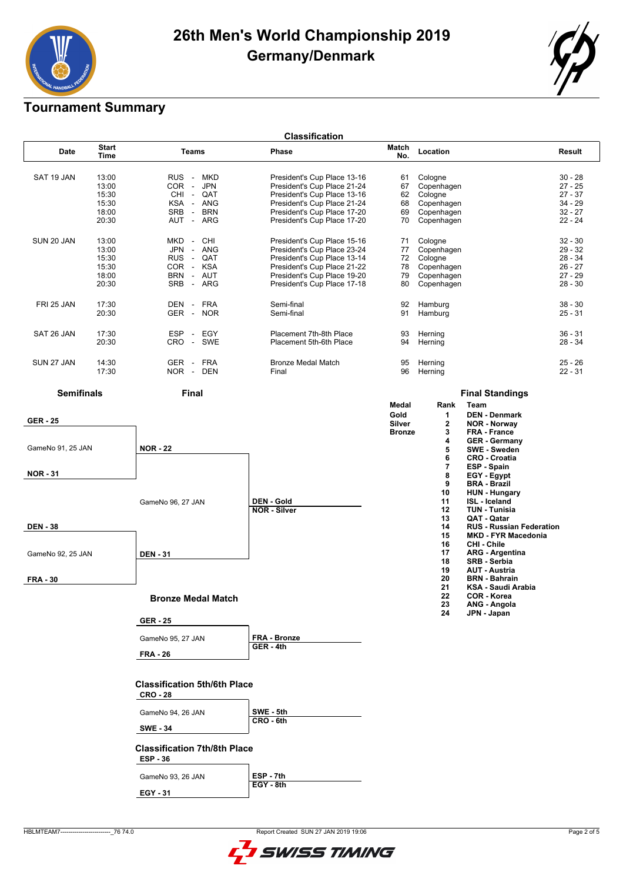# 26th Men's World Championship 2019
## Germany/Denmark

## Tournament Summary

### Classification

| Date | Start Time | Teams | Phase | Match No. | Location | Result |
|---|---|---|---|---|---|---|
| SAT 19 JAN | 13:00 | RUS - MKD | President's Cup Place 13-16 | 61 | Cologne | 30 - 28 |
| | 13:00 | COR - JPN | President's Cup Place 21-24 | 67 | Copenhagen | 27 - 25 |
| | 15:30 | CHI - QAT | President's Cup Place 13-16 | 62 | Cologne | 27 - 37 |
| | 15:30 | KSA - ANG | President's Cup Place 21-24 | 68 | Copenhagen | 34 - 29 |
| | 18:00 | SRB - BRN | President's Cup Place 17-20 | 69 | Copenhagen | 32 - 27 |
| | 20:30 | AUT - ARG | President's Cup Place 17-20 | 70 | Copenhagen | 22 - 24 |
| SUN 20 JAN | 13:00 | MKD - CHI | President's Cup Place 15-16 | 71 | Cologne | 32 - 30 |
| | 13:00 | JPN - ANG | President's Cup Place 23-24 | 77 | Copenhagen | 29 - 32 |
| | 15:30 | RUS - QAT | President's Cup Place 13-14 | 72 | Cologne | 28 - 34 |
| | 15:30 | COR - KSA | President's Cup Place 21-22 | 78 | Copenhagen | 26 - 27 |
| | 18:00 | BRN - AUT | President's Cup Place 19-20 | 79 | Copenhagen | 27 - 29 |
| | 20:30 | SRB - ARG | President's Cup Place 17-18 | 80 | Copenhagen | 28 - 30 |
| FRI 25 JAN | 17:30 | DEN - FRA | Semi-final | 92 | Hamburg | 38 - 30 |
| | 20:30 | GER - NOR | Semi-final | 91 | Hamburg | 25 - 31 |
| SAT 26 JAN | 17:30 | ESP - EGY | Placement 7th-8th Place | 93 | Herning | 36 - 31 |
| | 20:30 | CRO - SWE | Placement 5th-6th Place | 94 | Herning | 28 - 34 |
| SUN 27 JAN | 14:30 | GER - FRA | Bronze Medal Match | 95 | Herning | 25 - 26 |
| | 17:30 | NOR - DEN | Final | 96 | Herning | 22 - 31 |

### Semifinals

**GER - 25**
GameNo 91, 25 JAN
**NOR - 31**

**DEN - 38**
GameNo 92, 25 JAN
**FRA - 30**

### Final

**NOR - 22**
GameNo 96, 27 JAN
**DEN - 31**

**DEN - Gold**
**NOR - Silver**

### Bronze Medal Match

**GER - 25**
GameNo 95, 27 JAN
**FRA - 26**

**FRA - Bronze**
**GER - 4th**

### Classification 5th/6th Place

**CRO - 28**
GameNo 94, 26 JAN
**SWE - 34**

**SWE - 5th**
**CRO - 6th**

### Classification 7th/8th Place

**ESP - 36**
GameNo 93, 26 JAN
**EGY - 31**

**ESP - 7th**
**EGY - 8th**

### Final Standings

| Medal | Rank | Team |
|---|---|---|
| Gold | 1 | DEN - Denmark |
| Silver | 2 | NOR - Norway |
| Bronze | 3 | FRA - France |
| | 4 | GER - Germany |
| | 5 | SWE - Sweden |
| | 6 | CRO - Croatia |
| | 7 | ESP - Spain |
| | 8 | EGY - Egypt |
| | 9 | BRA - Brazil |
| | 10 | HUN - Hungary |
| | 11 | ISL - Iceland |
| | 12 | TUN - Tunisia |
| | 13 | QAT - Qatar |
| | 14 | RUS - Russian Federation |
| | 15 | MKD - FYR Macedonia |
| | 16 | CHI - Chile |
| | 17 | ARG - Argentina |
| | 18 | SRB - Serbia |
| | 19 | AUT - Austria |
| | 20 | BRN - Bahrain |
| | 21 | KSA - Saudi Arabia |
| | 22 | COR - Korea |
| | 23 | ANG - Angola |
| | 24 | JPN - Japan |

HBLMTEAM7-------------------------_76 74.0    Report Created SUN 27 JAN 2019 19:06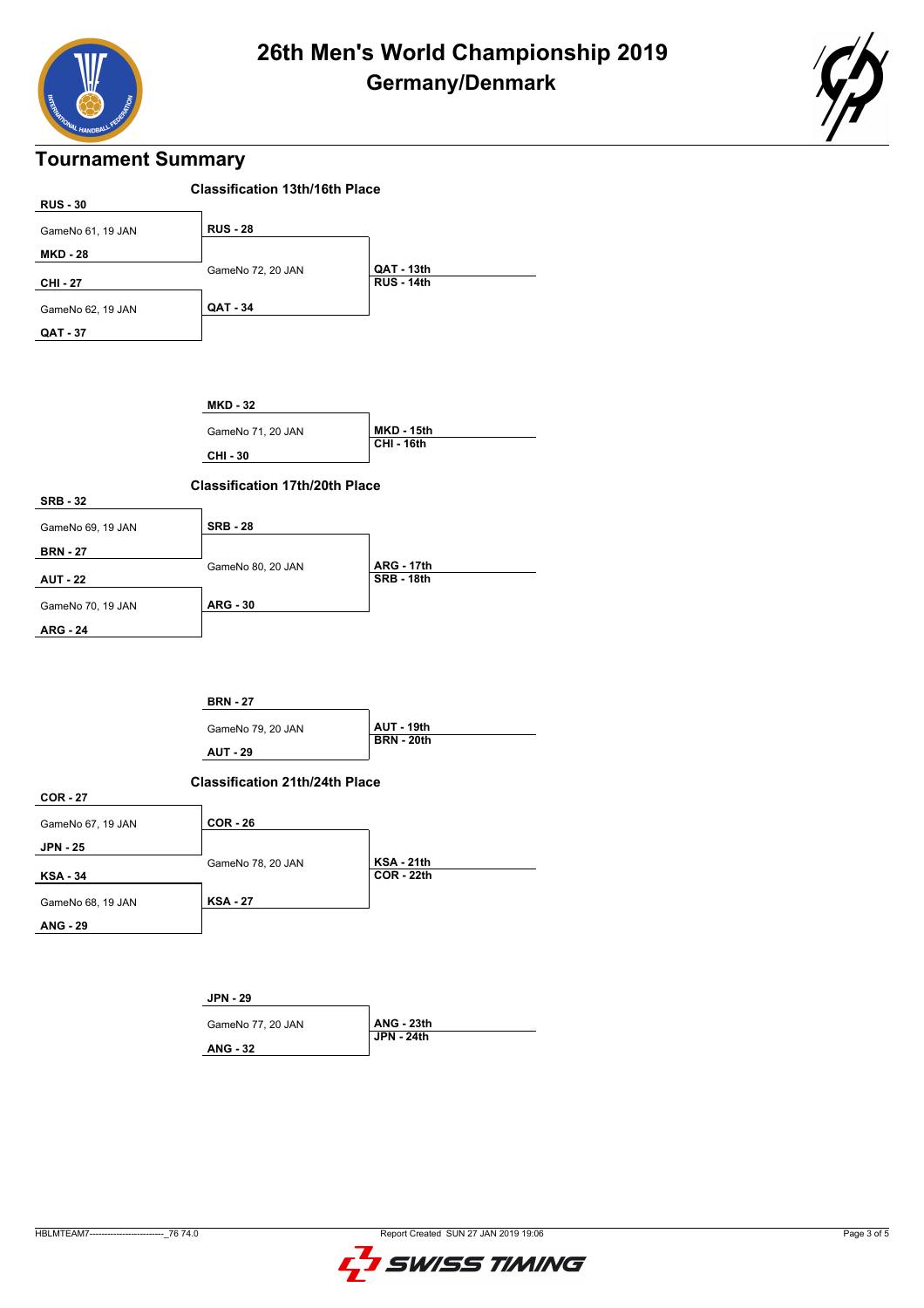# 26th Men's World Championship 2019
## Germany/Denmark

## Tournament Summary

### Classification 13th/16th Place

| Game | Team 1 | Team 2 |
|---|---|---|
| GameNo 61, 19 JAN | RUS - 30 | MKD - 28 |
| GameNo 62, 19 JAN | CHI - 27 | QAT - 37 |
| GameNo 72, 20 JAN | RUS - 28 | QAT - 34 |
| GameNo 71, 20 JAN | MKD - 32 | CHI - 30 |

**QAT - 13th**
**RUS - 14th**

**MKD - 15th**
**CHI - 16th**

### Classification 17th/20th Place

| Game | Team 1 | Team 2 |
|---|---|---|
| GameNo 69, 19 JAN | SRB - 32 | BRN - 27 |
| GameNo 70, 19 JAN | AUT - 22 | ARG - 24 |
| GameNo 80, 20 JAN | SRB - 28 | ARG - 30 |
| GameNo 79, 20 JAN | BRN - 27 | AUT - 29 |

**ARG - 17th**
**SRB - 18th**

**AUT - 19th**
**BRN - 20th**

### Classification 21th/24th Place

| Game | Team 1 | Team 2 |
|---|---|---|
| GameNo 67, 19 JAN | COR - 27 | JPN - 25 |
| GameNo 68, 19 JAN | KSA - 34 | ANG - 29 |
| GameNo 78, 20 JAN | COR - 26 | KSA - 27 |
| GameNo 77, 20 JAN | JPN - 29 | ANG - 32 |

**KSA - 21th**
**COR - 22th**

**ANG - 23th**
**JPN - 24th**

HBLMTEAM7-------------------------_76 74.0 Report Created SUN 27 JAN 2019 19:06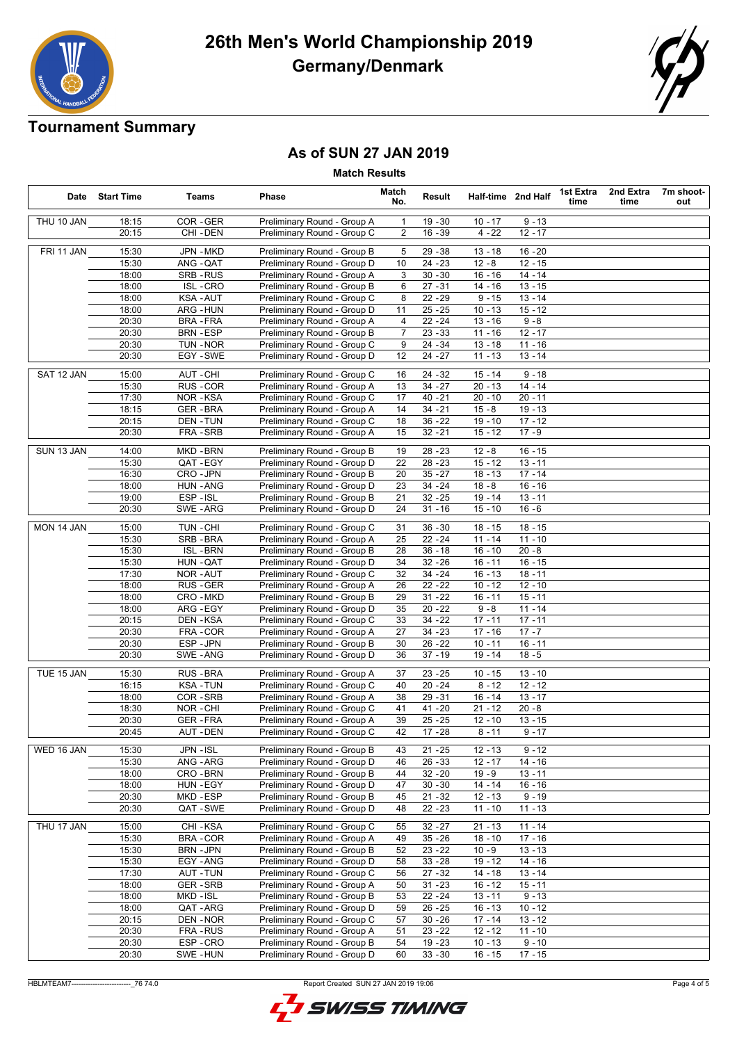# 26th Men's World Championship 2019

## Germany/Denmark

## Tournament Summary

### As of SUN 27 JAN 2019

**Match Results**

| Date | Start Time | Teams | Phase | Match No. | Result | Half-time | 2nd Half | 1st Extra time | 2nd Extra time | 7m shoot-out |
|---|---|---|---|---|---|---|---|---|---|---|
| THU 10 JAN | 18:15 | COR - GER | Preliminary Round - Group A | 1 | 19 - 30 | 10 - 17 | 9 - 13 | | | |
| | 20:15 | CHI - DEN | Preliminary Round - Group C | 2 | 16 - 39 | 4 - 22 | 12 - 17 | | | |
| FRI 11 JAN | 15:30 | JPN - MKD | Preliminary Round - Group B | 5 | 29 - 38 | 13 - 18 | 16 - 20 | | | |
| | 15:30 | ANG - QAT | Preliminary Round - Group D | 10 | 24 - 23 | 12 - 8 | 12 - 15 | | | |
| | 18:00 | SRB - RUS | Preliminary Round - Group A | 3 | 30 - 30 | 16 - 16 | 14 - 14 | | | |
| | 18:00 | ISL - CRO | Preliminary Round - Group B | 6 | 27 - 31 | 14 - 16 | 13 - 15 | | | |
| | 18:00 | KSA - AUT | Preliminary Round - Group C | 8 | 22 - 29 | 9 - 15 | 13 - 14 | | | |
| | 18:00 | ARG - HUN | Preliminary Round - Group D | 11 | 25 - 25 | 10 - 13 | 15 - 12 | | | |
| | 20:30 | BRA - FRA | Preliminary Round - Group A | 4 | 22 - 24 | 13 - 16 | 9 - 8 | | | |
| | 20:30 | BRN - ESP | Preliminary Round - Group B | 7 | 23 - 33 | 11 - 16 | 12 - 17 | | | |
| | 20:30 | TUN - NOR | Preliminary Round - Group C | 9 | 24 - 34 | 13 - 18 | 11 - 16 | | | |
| | 20:30 | EGY - SWE | Preliminary Round - Group D | 12 | 24 - 27 | 11 - 13 | 13 - 14 | | | |
| SAT 12 JAN | 15:00 | AUT - CHI | Preliminary Round - Group C | 16 | 24 - 32 | 15 - 14 | 9 - 18 | | | |
| | 15:30 | RUS - COR | Preliminary Round - Group A | 13 | 34 - 27 | 20 - 13 | 14 - 14 | | | |
| | 17:30 | NOR - KSA | Preliminary Round - Group C | 17 | 40 - 21 | 20 - 10 | 20 - 11 | | | |
| | 18:15 | GER - BRA | Preliminary Round - Group A | 14 | 34 - 21 | 15 - 8 | 19 - 13 | | | |
| | 20:15 | DEN - TUN | Preliminary Round - Group C | 18 | 36 - 22 | 19 - 10 | 17 - 12 | | | |
| | 20:30 | FRA - SRB | Preliminary Round - Group A | 15 | 32 - 21 | 15 - 12 | 17 - 9 | | | |
| SUN 13 JAN | 14:00 | MKD - BRN | Preliminary Round - Group B | 19 | 28 - 23 | 12 - 8 | 16 - 15 | | | |
| | 15:30 | QAT - EGY | Preliminary Round - Group D | 22 | 28 - 23 | 15 - 12 | 13 - 11 | | | |
| | 16:30 | CRO - JPN | Preliminary Round - Group B | 20 | 35 - 27 | 18 - 13 | 17 - 14 | | | |
| | 18:00 | HUN - ANG | Preliminary Round - Group D | 23 | 34 - 24 | 18 - 8 | 16 - 16 | | | |
| | 19:00 | ESP - ISL | Preliminary Round - Group B | 21 | 32 - 25 | 19 - 14 | 13 - 11 | | | |
| | 20:30 | SWE - ARG | Preliminary Round - Group D | 24 | 31 - 16 | 15 - 10 | 16 - 6 | | | |
| MON 14 JAN | 15:00 | TUN - CHI | Preliminary Round - Group C | 31 | 36 - 30 | 18 - 15 | 18 - 15 | | | |
| | 15:30 | SRB - BRA | Preliminary Round - Group A | 25 | 22 - 24 | 11 - 14 | 11 - 10 | | | |
| | 15:30 | ISL - BRN | Preliminary Round - Group B | 28 | 36 - 18 | 16 - 10 | 20 - 8 | | | |
| | 15:30 | HUN - QAT | Preliminary Round - Group D | 34 | 32 - 26 | 16 - 11 | 16 - 15 | | | |
| | 17:30 | NOR - AUT | Preliminary Round - Group C | 32 | 34 - 24 | 16 - 13 | 18 - 11 | | | |
| | 18:00 | RUS - GER | Preliminary Round - Group A | 26 | 22 - 22 | 10 - 12 | 12 - 10 | | | |
| | 18:00 | CRO - MKD | Preliminary Round - Group B | 29 | 31 - 22 | 16 - 11 | 15 - 11 | | | |
| | 18:00 | ARG - EGY | Preliminary Round - Group D | 35 | 20 - 22 | 9 - 8 | 11 - 14 | | | |
| | 20:15 | DEN - KSA | Preliminary Round - Group C | 33 | 34 - 22 | 17 - 11 | 17 - 11 | | | |
| | 20:30 | FRA - COR | Preliminary Round - Group A | 27 | 34 - 23 | 17 - 16 | 17 - 7 | | | |
| | 20:30 | ESP - JPN | Preliminary Round - Group B | 30 | 26 - 22 | 10 - 11 | 16 - 11 | | | |
| | 20:30 | SWE - ANG | Preliminary Round - Group D | 36 | 37 - 19 | 19 - 14 | 18 - 5 | | | |
| TUE 15 JAN | 15:30 | RUS - BRA | Preliminary Round - Group A | 37 | 23 - 25 | 10 - 15 | 13 - 10 | | | |
| | 16:15 | KSA - TUN | Preliminary Round - Group C | 40 | 20 - 24 | 8 - 12 | 12 - 12 | | | |
| | 18:00 | COR - SRB | Preliminary Round - Group A | 38 | 29 - 31 | 16 - 14 | 13 - 17 | | | |
| | 18:30 | NOR - CHI | Preliminary Round - Group C | 41 | 41 - 20 | 21 - 12 | 20 - 8 | | | |
| | 20:30 | GER - FRA | Preliminary Round - Group A | 39 | 25 - 25 | 12 - 10 | 13 - 15 | | | |
| | 20:45 | AUT - DEN | Preliminary Round - Group C | 42 | 17 - 28 | 8 - 11 | 9 - 17 | | | |
| WED 16 JAN | 15:30 | JPN - ISL | Preliminary Round - Group B | 43 | 21 - 25 | 12 - 13 | 9 - 12 | | | |
| | 15:30 | ANG - ARG | Preliminary Round - Group D | 46 | 26 - 33 | 12 - 17 | 14 - 16 | | | |
| | 18:00 | CRO - BRN | Preliminary Round - Group B | 44 | 32 - 20 | 19 - 9 | 13 - 11 | | | |
| | 18:00 | HUN - EGY | Preliminary Round - Group D | 47 | 30 - 30 | 14 - 14 | 16 - 16 | | | |
| | 20:30 | MKD - ESP | Preliminary Round - Group B | 45 | 21 - 32 | 12 - 13 | 9 - 19 | | | |
| | 20:30 | QAT - SWE | Preliminary Round - Group D | 48 | 22 - 23 | 11 - 10 | 11 - 13 | | | |
| THU 17 JAN | 15:00 | CHI - KSA | Preliminary Round - Group C | 55 | 32 - 27 | 21 - 13 | 11 - 14 | | | |
| | 15:30 | BRA - COR | Preliminary Round - Group A | 49 | 35 - 26 | 18 - 10 | 17 - 16 | | | |
| | 15:30 | BRN - JPN | Preliminary Round - Group B | 52 | 23 - 22 | 10 - 9 | 13 - 13 | | | |
| | 15:30 | EGY - ANG | Preliminary Round - Group D | 58 | 33 - 28 | 19 - 12 | 14 - 16 | | | |
| | 17:30 | AUT - TUN | Preliminary Round - Group C | 56 | 27 - 32 | 14 - 18 | 13 - 14 | | | |
| | 18:00 | GER - SRB | Preliminary Round - Group A | 50 | 31 - 23 | 16 - 12 | 15 - 11 | | | |
| | 18:00 | MKD - ISL | Preliminary Round - Group B | 53 | 22 - 24 | 13 - 11 | 9 - 13 | | | |
| | 18:00 | QAT - ARG | Preliminary Round - Group D | 59 | 26 - 25 | 16 - 13 | 10 - 12 | | | |
| | 20:15 | DEN - NOR | Preliminary Round - Group C | 57 | 30 - 26 | 17 - 14 | 13 - 12 | | | |
| | 20:30 | FRA - RUS | Preliminary Round - Group A | 51 | 23 - 22 | 12 - 12 | 11 - 10 | | | |
| | 20:30 | ESP - CRO | Preliminary Round - Group B | 54 | 19 - 23 | 10 - 13 | 9 - 10 | | | |
| | 20:30 | SWE - HUN | Preliminary Round - Group D | 60 | 33 - 30 | 16 - 15 | 17 - 15 | | | |

HBLMTEAM7-------------------------_76 74.0 Report Created SUN 27 JAN 2019 19:06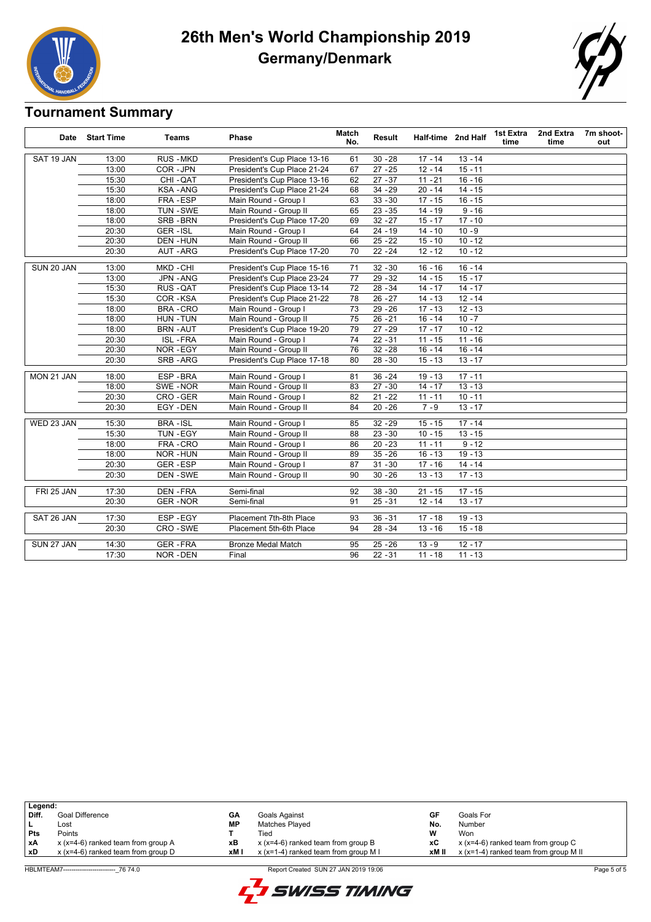# 26th Men's World Championship 2019

## Germany/Denmark

## Tournament Summary

| Date | Start Time | Teams | Phase | Match No. | Result | Half-time | 2nd Half | 1st Extra time | 2nd Extra time | 7m shoot-out |
|---|---|---|---|---|---|---|---|---|---|---|
| SAT 19 JAN | 13:00 | RUS - MKD | President's Cup Place 13-16 | 61 | 30 - 28 | 17 - 14 | 13 - 14 | | | |
| | 13:00 | COR - JPN | President's Cup Place 21-24 | 67 | 27 - 25 | 12 - 14 | 15 - 11 | | | |
| | 15:30 | CHI - QAT | President's Cup Place 13-16 | 62 | 27 - 37 | 11 - 21 | 16 - 16 | | | |
| | 15:30 | KSA - ANG | President's Cup Place 21-24 | 68 | 34 - 29 | 20 - 14 | 14 - 15 | | | |
| | 18:00 | FRA - ESP | Main Round - Group I | 63 | 33 - 30 | 17 - 15 | 16 - 15 | | | |
| | 18:00 | TUN - SWE | Main Round - Group II | 65 | 23 - 35 | 14 - 19 | 9 - 16 | | | |
| | 18:00 | SRB - BRN | President's Cup Place 17-20 | 69 | 32 - 27 | 15 - 17 | 17 - 10 | | | |
| | 20:30 | GER - ISL | Main Round - Group I | 64 | 24 - 19 | 14 - 10 | 10 - 9 | | | |
| | 20:30 | DEN - HUN | Main Round - Group II | 66 | 25 - 22 | 15 - 10 | 10 - 12 | | | |
| | 20:30 | AUT - ARG | President's Cup Place 17-20 | 70 | 22 - 24 | 12 - 12 | 10 - 12 | | | |
| SUN 20 JAN | 13:00 | MKD - CHI | President's Cup Place 15-16 | 71 | 32 - 30 | 16 - 16 | 16 - 14 | | | |
| | 13:00 | JPN - ANG | President's Cup Place 23-24 | 77 | 29 - 32 | 14 - 15 | 15 - 17 | | | |
| | 15:30 | RUS - QAT | President's Cup Place 13-14 | 72 | 28 - 34 | 14 - 17 | 14 - 17 | | | |
| | 15:30 | COR - KSA | President's Cup Place 21-22 | 78 | 26 - 27 | 14 - 13 | 12 - 14 | | | |
| | 18:00 | BRA - CRO | Main Round - Group I | 73 | 29 - 26 | 17 - 13 | 12 - 13 | | | |
| | 18:00 | HUN - TUN | Main Round - Group II | 75 | 26 - 21 | 16 - 14 | 10 - 7 | | | |
| | 18:00 | BRN - AUT | President's Cup Place 19-20 | 79 | 27 - 29 | 17 - 17 | 10 - 12 | | | |
| | 20:30 | ISL - FRA | Main Round - Group I | 74 | 22 - 31 | 11 - 15 | 11 - 16 | | | |
| | 20:30 | NOR - EGY | Main Round - Group II | 76 | 32 - 28 | 16 - 14 | 16 - 14 | | | |
| | 20:30 | SRB - ARG | President's Cup Place 17-18 | 80 | 28 - 30 | 15 - 13 | 13 - 17 | | | |
| MON 21 JAN | 18:00 | ESP - BRA | Main Round - Group I | 81 | 36 - 24 | 19 - 13 | 17 - 11 | | | |
| | 18:00 | SWE - NOR | Main Round - Group II | 83 | 27 - 30 | 14 - 17 | 13 - 13 | | | |
| | 20:30 | CRO - GER | Main Round - Group I | 82 | 21 - 22 | 11 - 11 | 10 - 11 | | | |
| | 20:30 | EGY - DEN | Main Round - Group II | 84 | 20 - 26 | 7 - 9 | 13 - 17 | | | |
| WED 23 JAN | 15:30 | BRA - ISL | Main Round - Group I | 85 | 32 - 29 | 15 - 15 | 17 - 14 | | | |
| | 15:30 | TUN - EGY | Main Round - Group II | 88 | 23 - 30 | 10 - 15 | 13 - 15 | | | |
| | 18:00 | FRA - CRO | Main Round - Group I | 86 | 20 - 23 | 11 - 11 | 9 - 12 | | | |
| | 18:00 | NOR - HUN | Main Round - Group II | 89 | 35 - 26 | 16 - 13 | 19 - 13 | | | |
| | 20:30 | GER - ESP | Main Round - Group I | 87 | 31 - 30 | 17 - 16 | 14 - 14 | | | |
| | 20:30 | DEN - SWE | Main Round - Group II | 90 | 30 - 26 | 13 - 13 | 17 - 13 | | | |
| FRI 25 JAN | 17:30 | DEN - FRA | Semi-final | 92 | 38 - 30 | 21 - 15 | 17 - 15 | | | |
| | 20:30 | GER - NOR | Semi-final | 91 | 25 - 31 | 12 - 14 | 13 - 17 | | | |
| SAT 26 JAN | 17:30 | ESP - EGY | Placement 7th-8th Place | 93 | 36 - 31 | 17 - 18 | 19 - 13 | | | |
| | 20:30 | CRO - SWE | Placement 5th-6th Place | 94 | 28 - 34 | 13 - 16 | 15 - 18 | | | |
| SUN 27 JAN | 14:30 | GER - FRA | Bronze Medal Match | 95 | 25 - 26 | 13 - 9 | 12 - 17 | | | |
| | 17:30 | NOR - DEN | Final | 96 | 22 - 31 | 11 - 18 | 11 - 13 | | | |

**Legend:**

| | | | | | |
|---|---|---|---|---|---|
| Diff. | Goal Difference | GA | Goals Against | GF | Goals For |
| L | Lost | MP | Matches Played | No. | Number |
| Pts | Points | T | Tied | W | Won |
| xA | x (x=4-6) ranked team from group A | xB | x (x=4-6) ranked team from group B | xC | x (x=4-6) ranked team from group C |
| xD | x (x=4-6) ranked team from group D | xM I | x (x=1-4) ranked team from group M I | xM II | x (x=1-4) ranked team from group M II |

HBLMTEAM7-------------------------_76 74.0 Report Created SUN 27 JAN 2019 19:06